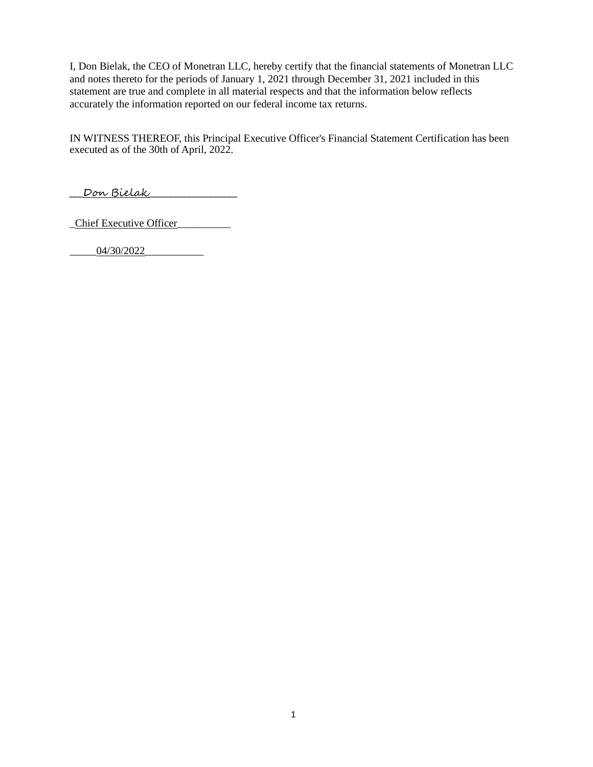I, Don Bielak, the CEO of Monetran LLC, hereby certify that the financial statements of Monetran LLC and notes thereto for the periods of January 1, 2021 through December 31, 2021 included in this statement are true and complete in all material respects and that the information below reflects accurately the information reported on our federal income tax returns.

IN WITNESS THEREOF, this Principal Executive Officer's Financial Statement Certification has been executed as of the 30th of April, 2022.

__Don Bielak________________

_Chief Executive Officer__________

_____04/30/2022___________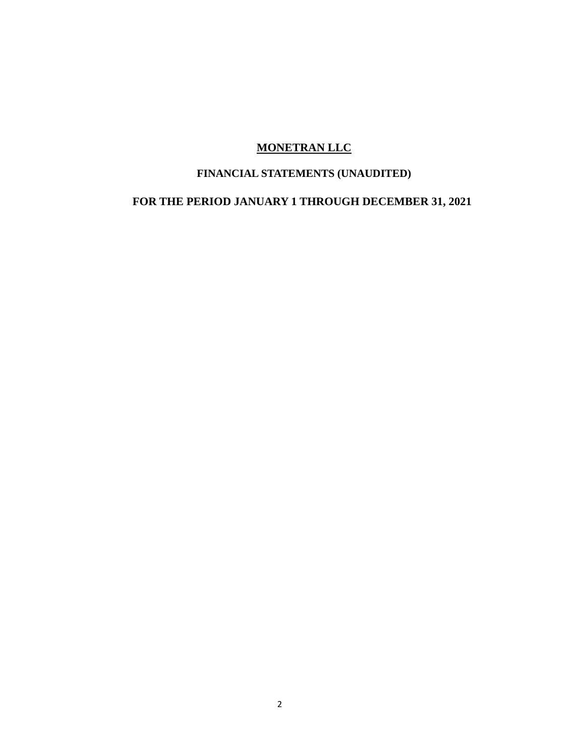# MONETRAN LLC

## FINANCIAL STATEMENTS (UNAUDITED)

## FOR THE PERIOD JANUARY 1 THROUGH DECEMBER 31, 2021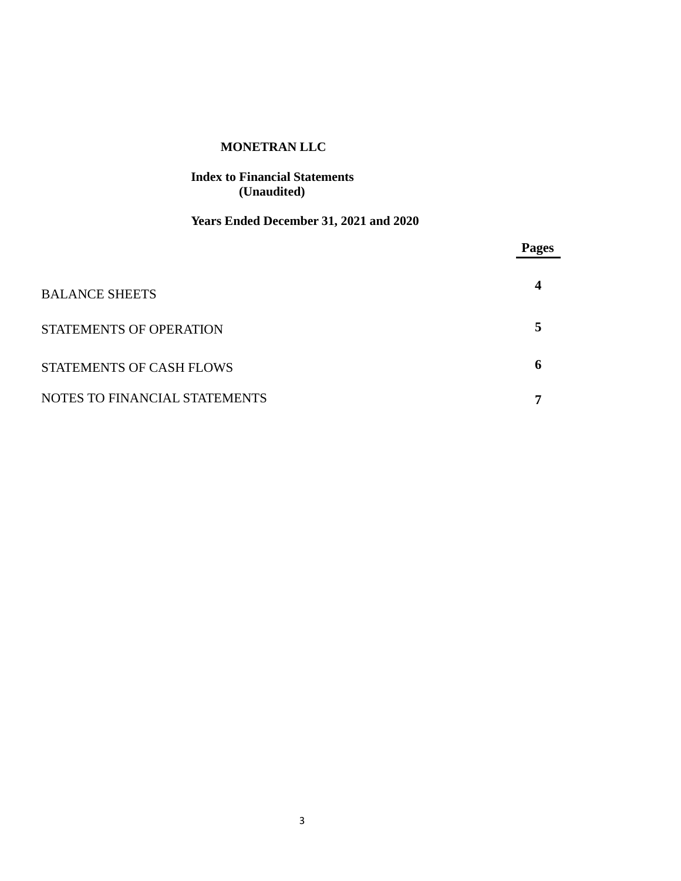# MONETRAN LLC

## Index to Financial Statements
## (Unaudited)

## Years Ended December 31, 2021 and 2020

| | Pages |
|---|---|
| BALANCE SHEETS | 4 |
| STATEMENTS OF OPERATION | 5 |
| STATEMENTS OF CASH FLOWS | 6 |
| NOTES TO FINANCIAL STATEMENTS | 7 |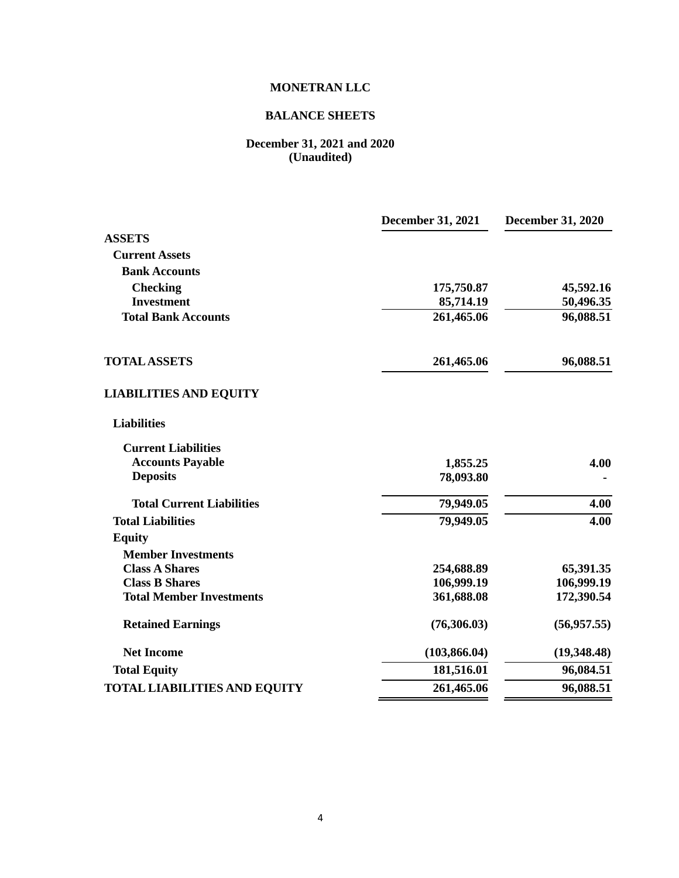# MONETRAN LLC

## BALANCE SHEETS

### December 31, 2021 and 2020
### (Unaudited)

| | December 31, 2021 | December 31, 2020 |
|---|---|---|
| **ASSETS** | | |
| **Current Assets** | | |
| **Bank Accounts** | | |
| **Checking** | 175,750.87 | 45,592.16 |
| **Investment** | 85,714.19 | 50,496.35 |
| **Total Bank Accounts** | 261,465.06 | 96,088.51 |
| **TOTAL ASSETS** | 261,465.06 | 96,088.51 |
| **LIABILITIES AND EQUITY** | | |
| **Liabilities** | | |
| **Current Liabilities** | | |
| **Accounts Payable** | 1,855.25 | 4.00 |
| **Deposits** | 78,093.80 | - |
| **Total Current Liabilities** | 79,949.05 | 4.00 |
| **Total Liabilities** | 79,949.05 | 4.00 |
| **Equity** | | |
| **Member Investments** | | |
| **Class A Shares** | 254,688.89 | 65,391.35 |
| **Class B Shares** | 106,999.19 | 106,999.19 |
| **Total Member Investments** | 361,688.08 | 172,390.54 |
| **Retained Earnings** | (76,306.03) | (56,957.55) |
| **Net Income** | (103,866.04) | (19,348.48) |
| **Total Equity** | 181,516.01 | 96,084.51 |
| **TOTAL LIABILITIES AND EQUITY** | 261,465.06 | 96,088.51 |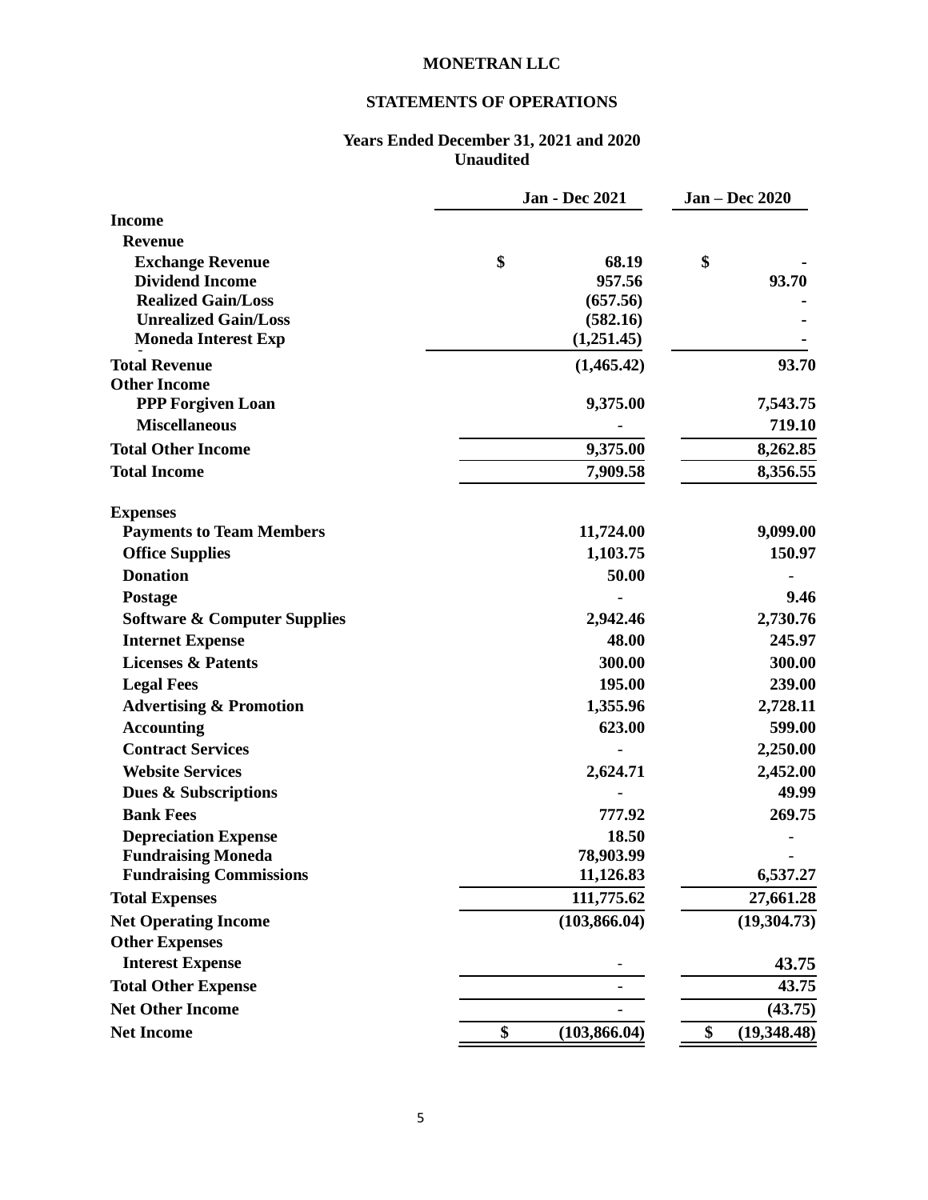# MONETRAN LLC

## STATEMENTS OF OPERATIONS

### Years Ended December 31, 2021 and 2020
### Unaudited

| | Jan - Dec 2021 | Jan – Dec 2020 |
|---|---|---|
| **Income** | | |
| **Revenue** | | |
| **Exchange Revenue** | $ 68.19 | $ - |
| **Dividend Income** | 957.56 | 93.70 |
| **Realized Gain/Loss** | (657.56) | - |
| **Unrealized Gain/Loss** | (582.16) | - |
| **Moneda Interest Exp** | (1,251.45) | - |
| **Total Revenue** | (1,465.42) | 93.70 |
| **Other Income** | | |
| **PPP Forgiven Loan** | 9,375.00 | 7,543.75 |
| **Miscellaneous** | - | 719.10 |
| **Total Other Income** | 9,375.00 | 8,262.85 |
| **Total Income** | 7,909.58 | 8,356.55 |
| | | |
| **Expenses** | | |
| **Payments to Team Members** | 11,724.00 | 9,099.00 |
| **Office Supplies** | 1,103.75 | 150.97 |
| **Donation** | 50.00 | - |
| **Postage** | - | 9.46 |
| **Software & Computer Supplies** | 2,942.46 | 2,730.76 |
| **Internet Expense** | 48.00 | 245.97 |
| **Licenses & Patents** | 300.00 | 300.00 |
| **Legal Fees** | 195.00 | 239.00 |
| **Advertising & Promotion** | 1,355.96 | 2,728.11 |
| **Accounting** | 623.00 | 599.00 |
| **Contract Services** | - | 2,250.00 |
| **Website Services** | 2,624.71 | 2,452.00 |
| **Dues & Subscriptions** | - | 49.99 |
| **Bank Fees** | 777.92 | 269.75 |
| **Depreciation Expense** | 18.50 | - |
| **Fundraising Moneda** | 78,903.99 | - |
| **Fundraising Commissions** | 11,126.83 | 6,537.27 |
| **Total Expenses** | 111,775.62 | 27,661.28 |
| **Net Operating Income** | (103,866.04) | (19,304.73) |
| **Other Expenses** | | |
| **Interest Expense** | - | 43.75 |
| **Total Other Expense** | - | 43.75 |
| **Net Other Income** | - | (43.75) |
| **Net Income** | $ (103,866.04) | $ (19,348.48) |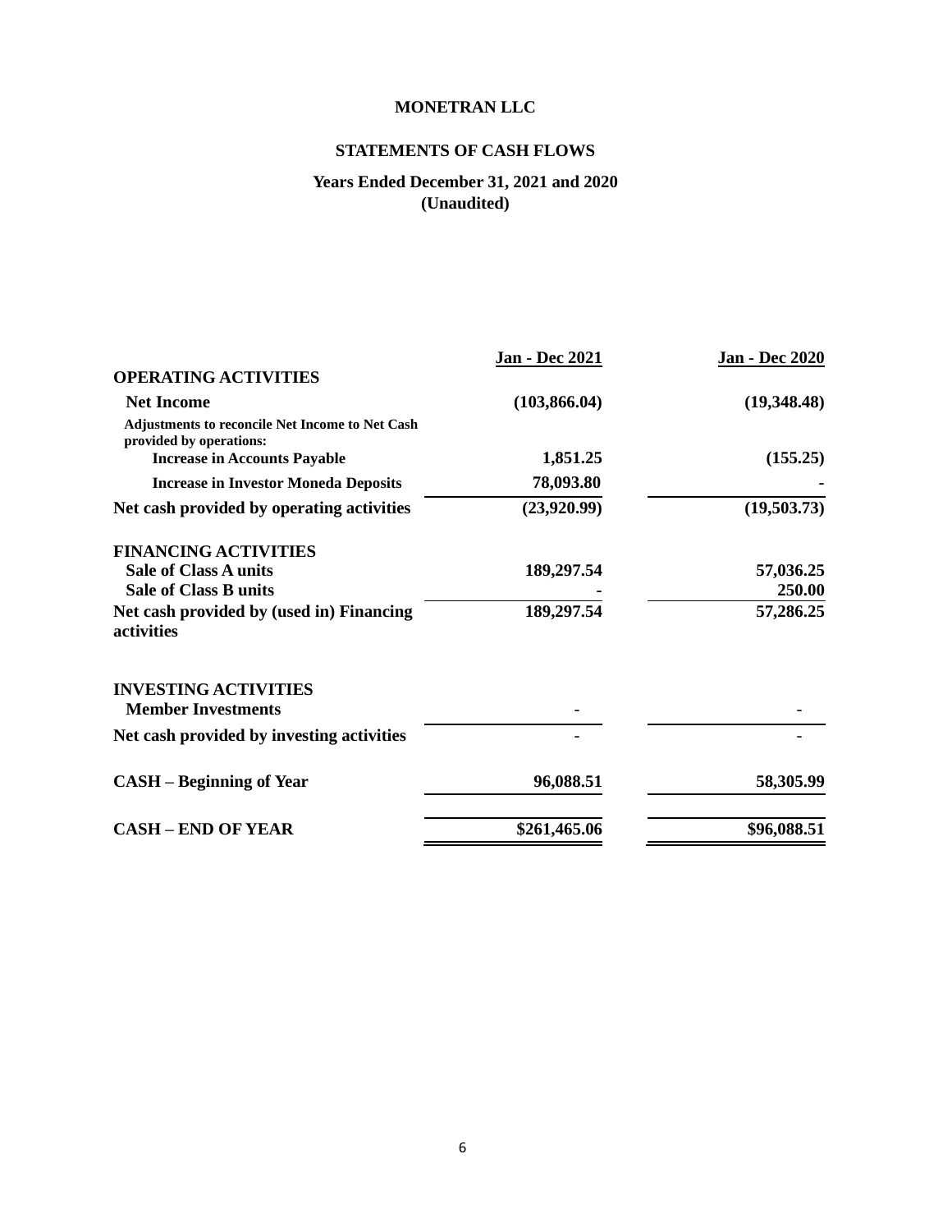# MONETRAN LLC

## STATEMENTS OF CASH FLOWS

### Years Ended December 31, 2021 and 2020
### (Unaudited)

| | Jan - Dec 2021 | Jan - Dec 2020 |
|---|---|---|
| **OPERATING ACTIVITIES** | | |
| **Net Income** | **(103,866.04)** | **(19,348.48)** |
| **Adjustments to reconcile Net Income to Net Cash provided by operations:** | | |
| **Increase in Accounts Payable** | **1,851.25** | **(155.25)** |
| **Increase in Investor Moneda Deposits** | **78,093.80** | **-** |
| **Net cash provided by operating activities** | **(23,920.99)** | **(19,503.73)** |
| **FINANCING ACTIVITIES** | | |
| **Sale of Class A units** | **189,297.54** | **57,036.25** |
| **Sale of Class B units** | **-** | **250.00** |
| **Net cash provided by (used in) Financing activities** | **189,297.54** | **57,286.25** |
| **INVESTING ACTIVITIES** | | |
| **Member Investments** | - | - |
| **Net cash provided by investing activities** | - | - |
| **CASH – Beginning of Year** | **96,088.51** | **58,305.99** |
| **CASH – END OF YEAR** | **$261,465.06** | **$96,088.51** |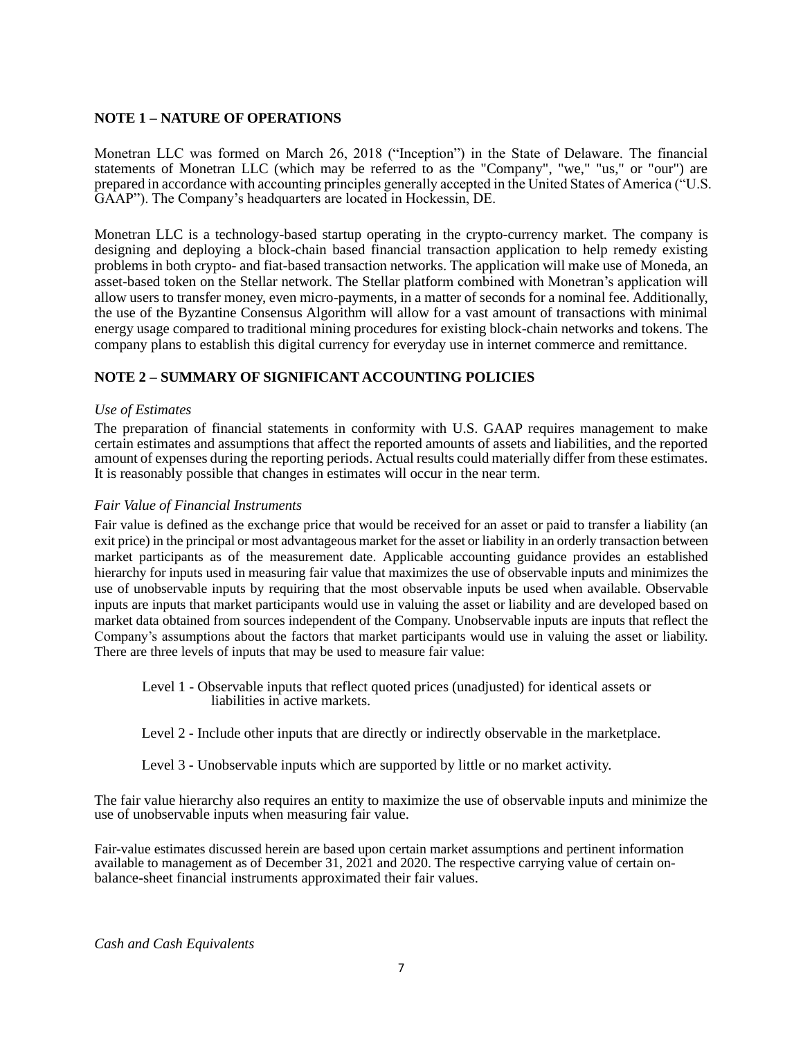## NOTE 1 – NATURE OF OPERATIONS

Monetran LLC was formed on March 26, 2018 ("Inception") in the State of Delaware. The financial statements of Monetran LLC (which may be referred to as the "Company", "we," "us," or "our") are prepared in accordance with accounting principles generally accepted in the United States of America ("U.S. GAAP"). The Company's headquarters are located in Hockessin, DE.

Monetran LLC is a technology-based startup operating in the crypto-currency market. The company is designing and deploying a block-chain based financial transaction application to help remedy existing problems in both crypto- and fiat-based transaction networks. The application will make use of Moneda, an asset-based token on the Stellar network. The Stellar platform combined with Monetran's application will allow users to transfer money, even micro-payments, in a matter of seconds for a nominal fee. Additionally, the use of the Byzantine Consensus Algorithm will allow for a vast amount of transactions with minimal energy usage compared to traditional mining procedures for existing block-chain networks and tokens. The company plans to establish this digital currency for everyday use in internet commerce and remittance.

## NOTE 2 – SUMMARY OF SIGNIFICANT ACCOUNTING POLICIES

*Use of Estimates*

The preparation of financial statements in conformity with U.S. GAAP requires management to make certain estimates and assumptions that affect the reported amounts of assets and liabilities, and the reported amount of expenses during the reporting periods. Actual results could materially differ from these estimates. It is reasonably possible that changes in estimates will occur in the near term.

*Fair Value of Financial Instruments*

Fair value is defined as the exchange price that would be received for an asset or paid to transfer a liability (an exit price) in the principal or most advantageous market for the asset or liability in an orderly transaction between market participants as of the measurement date. Applicable accounting guidance provides an established hierarchy for inputs used in measuring fair value that maximizes the use of observable inputs and minimizes the use of unobservable inputs by requiring that the most observable inputs be used when available. Observable inputs are inputs that market participants would use in valuing the asset or liability and are developed based on market data obtained from sources independent of the Company. Unobservable inputs are inputs that reflect the Company's assumptions about the factors that market participants would use in valuing the asset or liability. There are three levels of inputs that may be used to measure fair value:

Level 1 - Observable inputs that reflect quoted prices (unadjusted) for identical assets or liabilities in active markets.

Level 2 - Include other inputs that are directly or indirectly observable in the marketplace.

Level 3 - Unobservable inputs which are supported by little or no market activity.

The fair value hierarchy also requires an entity to maximize the use of observable inputs and minimize the use of unobservable inputs when measuring fair value.

Fair-value estimates discussed herein are based upon certain market assumptions and pertinent information available to management as of December 31, 2021 and 2020. The respective carrying value of certain on-balance-sheet financial instruments approximated their fair values.

*Cash and Cash Equivalents*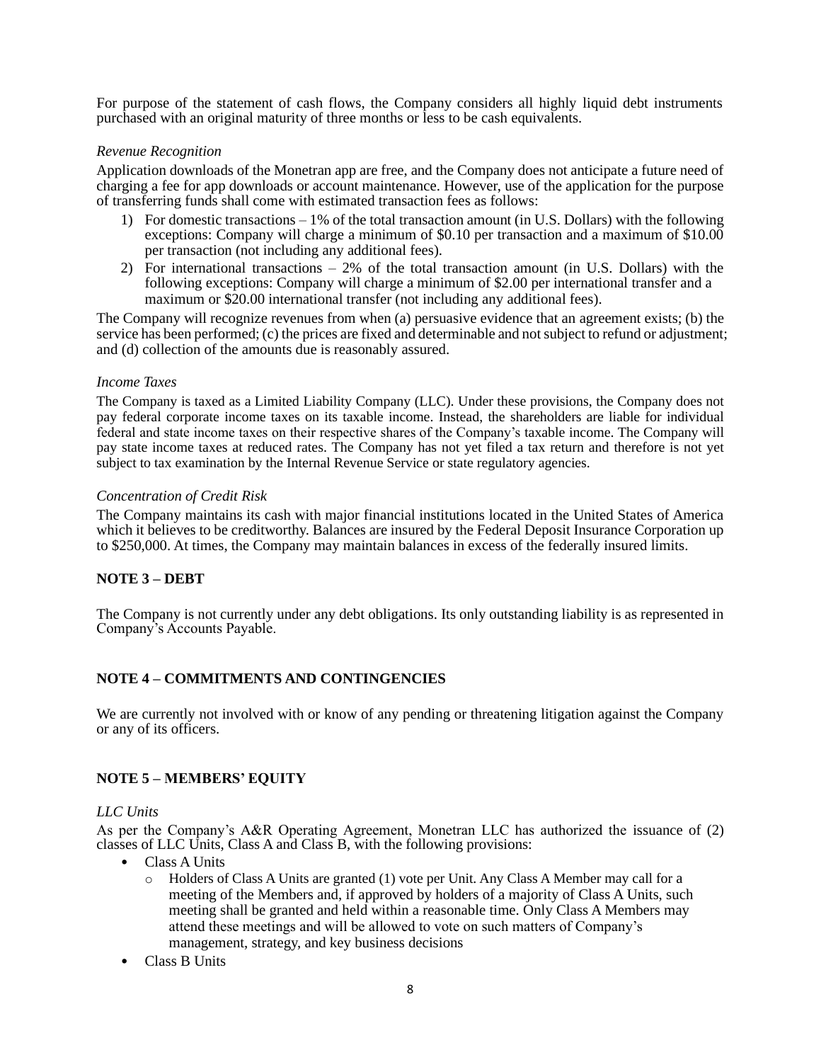For purpose of the statement of cash flows, the Company considers all highly liquid debt instruments purchased with an original maturity of three months or less to be cash equivalents.

*Revenue Recognition*

Application downloads of the Monetran app are free, and the Company does not anticipate a future need of charging a fee for app downloads or account maintenance. However, use of the application for the purpose of transferring funds shall come with estimated transaction fees as follows:

1) For domestic transactions – 1% of the total transaction amount (in U.S. Dollars) with the following exceptions: Company will charge a minimum of $0.10 per transaction and a maximum of $10.00 per transaction (not including any additional fees).
2) For international transactions – 2% of the total transaction amount (in U.S. Dollars) with the following exceptions: Company will charge a minimum of $2.00 per international transfer and a maximum or $20.00 international transfer (not including any additional fees).

The Company will recognize revenues from when (a) persuasive evidence that an agreement exists; (b) the service has been performed; (c) the prices are fixed and determinable and not subject to refund or adjustment; and (d) collection of the amounts due is reasonably assured.

*Income Taxes*

The Company is taxed as a Limited Liability Company (LLC). Under these provisions, the Company does not pay federal corporate income taxes on its taxable income. Instead, the shareholders are liable for individual federal and state income taxes on their respective shares of the Company's taxable income. The Company will pay state income taxes at reduced rates. The Company has not yet filed a tax return and therefore is not yet subject to tax examination by the Internal Revenue Service or state regulatory agencies.

*Concentration of Credit Risk*

The Company maintains its cash with major financial institutions located in the United States of America which it believes to be creditworthy. Balances are insured by the Federal Deposit Insurance Corporation up to $250,000. At times, the Company may maintain balances in excess of the federally insured limits.

**NOTE 3 – DEBT**

The Company is not currently under any debt obligations. Its only outstanding liability is as represented in Company's Accounts Payable.

**NOTE 4 – COMMITMENTS AND CONTINGENCIES**

We are currently not involved with or know of any pending or threatening litigation against the Company or any of its officers.

**NOTE 5 – MEMBERS' EQUITY**

*LLC Units*

As per the Company's A&R Operating Agreement, Monetran LLC has authorized the issuance of (2) classes of LLC Units, Class A and Class B, with the following provisions:

- Class A Units
  - Holders of Class A Units are granted (1) vote per Unit. Any Class A Member may call for a meeting of the Members and, if approved by holders of a majority of Class A Units, such meeting shall be granted and held within a reasonable time. Only Class A Members may attend these meetings and will be allowed to vote on such matters of Company's management, strategy, and key business decisions
- Class B Units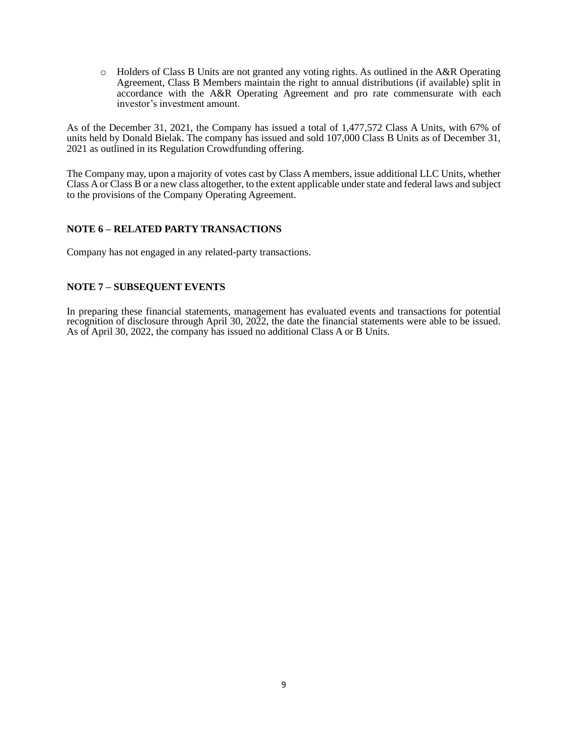- Holders of Class B Units are not granted any voting rights. As outlined in the A&R Operating Agreement, Class B Members maintain the right to annual distributions (if available) split in accordance with the A&R Operating Agreement and pro rate commensurate with each investor's investment amount.

As of the December 31, 2021, the Company has issued a total of 1,477,572 Class A Units, with 67% of units held by Donald Bielak. The company has issued and sold 107,000 Class B Units as of December 31, 2021 as outlined in its Regulation Crowdfunding offering.

The Company may, upon a majority of votes cast by Class A members, issue additional LLC Units, whether Class A or Class B or a new class altogether, to the extent applicable under state and federal laws and subject to the provisions of the Company Operating Agreement.

## NOTE 6 – RELATED PARTY TRANSACTIONS

Company has not engaged in any related-party transactions.

## NOTE 7 – SUBSEQUENT EVENTS

In preparing these financial statements, management has evaluated events and transactions for potential recognition of disclosure through April 30, 2022, the date the financial statements were able to be issued. As of April 30, 2022, the company has issued no additional Class A or B Units.